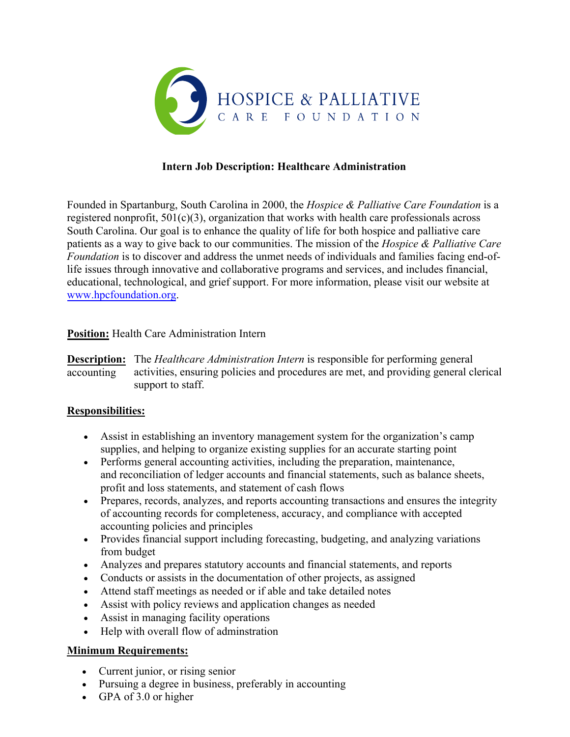HOSPICE & PALLIATIVE CARE FOUNDATION

**Intern Job Description: Healthcare Administration**

Founded in Spartanburg, South Carolina in 2000, the *Hospice & Palliative Care Foundation* is a registered nonprofit, 501(c)(3), organization that works with health care professionals across South Carolina. Our goal is to enhance the quality of life for both hospice and palliative care patients as a way to give back to our communities. The mission of the *Hospice & Palliative Care Foundation* is to discover and address the unmet needs of individuals and families facing end-of-life issues through innovative and collaborative programs and services, and includes financial, educational, technological, and grief support. For more information, please visit our website at www.hpcfoundation.org.

**Position:** Health Care Administration Intern

**Description:** The *Healthcare Administration Intern* is responsible for performing general accounting activities, ensuring policies and procedures are met, and providing general clerical support to staff.

**Responsibilities:**

- Assist in establishing an inventory management system for the organization's camp supplies, and helping to organize existing supplies for an accurate starting point
- Performs general accounting activities, including the preparation, maintenance, and reconciliation of ledger accounts and financial statements, such as balance sheets, profit and loss statements, and statement of cash flows
- Prepares, records, analyzes, and reports accounting transactions and ensures the integrity of accounting records for completeness, accuracy, and compliance with accepted accounting policies and principles
- Provides financial support including forecasting, budgeting, and analyzing variations from budget
- Analyzes and prepares statutory accounts and financial statements, and reports
- Conducts or assists in the documentation of other projects, as assigned
- Attend staff meetings as needed or if able and take detailed notes
- Assist with policy reviews and application changes as needed
- Assist in managing facility operations
- Help with overall flow of adminstration

**Minimum Requirements:**

- Current junior, or rising senior
- Pursuing a degree in business, preferably in accounting
- GPA of 3.0 or higher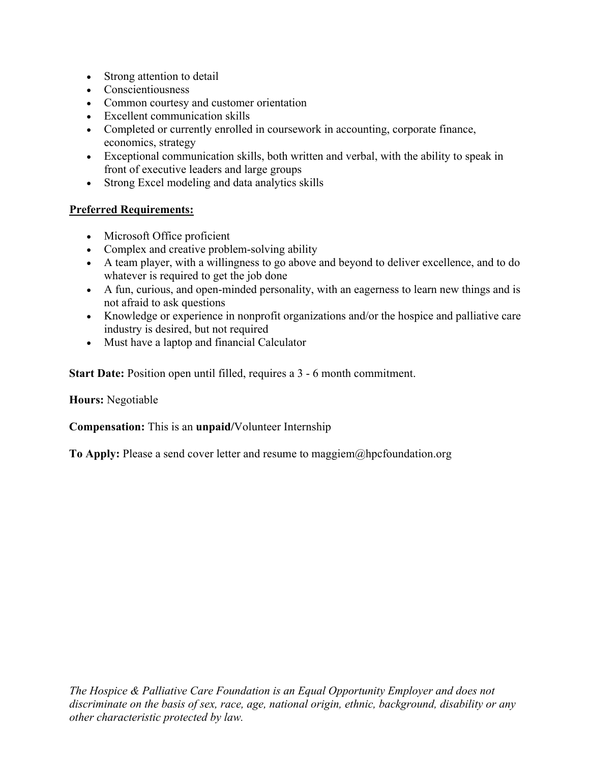- Strong attention to detail
- Conscientiousness
- Common courtesy and customer orientation
- Excellent communication skills
- Completed or currently enrolled in coursework in accounting, corporate finance, economics, strategy
- Exceptional communication skills, both written and verbal, with the ability to speak in front of executive leaders and large groups
- Strong Excel modeling and data analytics skills

**Preferred Requirements:**

- Microsoft Office proficient
- Complex and creative problem-solving ability
- A team player, with a willingness to go above and beyond to deliver excellence, and to do whatever is required to get the job done
- A fun, curious, and open-minded personality, with an eagerness to learn new things and is not afraid to ask questions
- Knowledge or experience in nonprofit organizations and/or the hospice and palliative care industry is desired, but not required
- Must have a laptop and financial Calculator

**Start Date:** Position open until filled, requires a 3 - 6 month commitment.

**Hours:** Negotiable

**Compensation:** This is an **unpaid/**Volunteer Internship

**To Apply:** Please a send cover letter and resume to maggiem@hpcfoundation.org

*The Hospice & Palliative Care Foundation is an Equal Opportunity Employer and does not discriminate on the basis of sex, race, age, national origin, ethnic, background, disability or any other characteristic protected by law.*